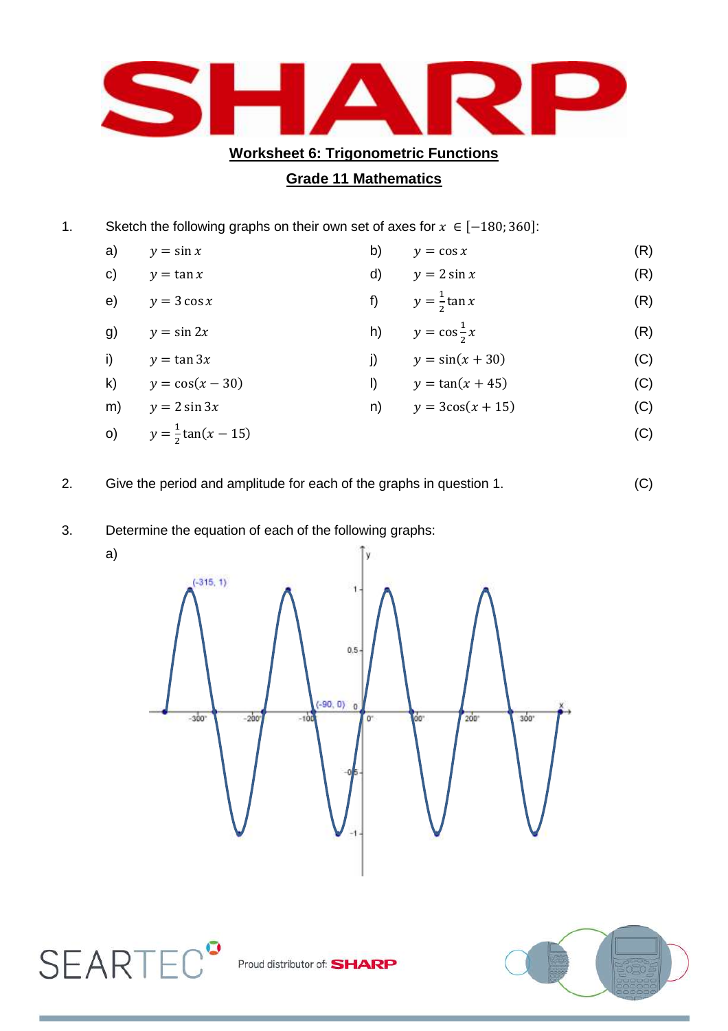## Worksheet 6: Trigonometric Functions

## Grade 11 Mathematics

1. Sketch the following graphs on their own set of axes for $x \in [-180; 360]$:

| | | | | |
|---|---|---|---|---|
| a) | $y = \sin x$ | b) | $y = \cos x$ | (R) |
| c) | $y = \tan x$ | d) | $y = 2\sin x$ | (R) |
| e) | $y = 3\cos x$ | f) | $y = \frac{1}{2}\tan x$ | (R) |
| g) | $y = \sin 2x$ | h) | $y = \cos\frac{1}{2}x$ | (R) |
| i) | $y = \tan 3x$ | j) | $y = \sin(x + 30)$ | (C) |
| k) | $y = \cos(x - 30)$ | l) | $y = \tan(x + 45)$ | (C) |
| m) | $y = 2\sin 3x$ | n) | $y = 3\cos(x + 15)$ | (C) |
| o) | $y = \frac{1}{2}\tan(x - 15)$ | | | (C) |

2. Give the period and amplitude for each of the graphs in question 1. (C)

3. Determine the equation of each of the following graphs:

a)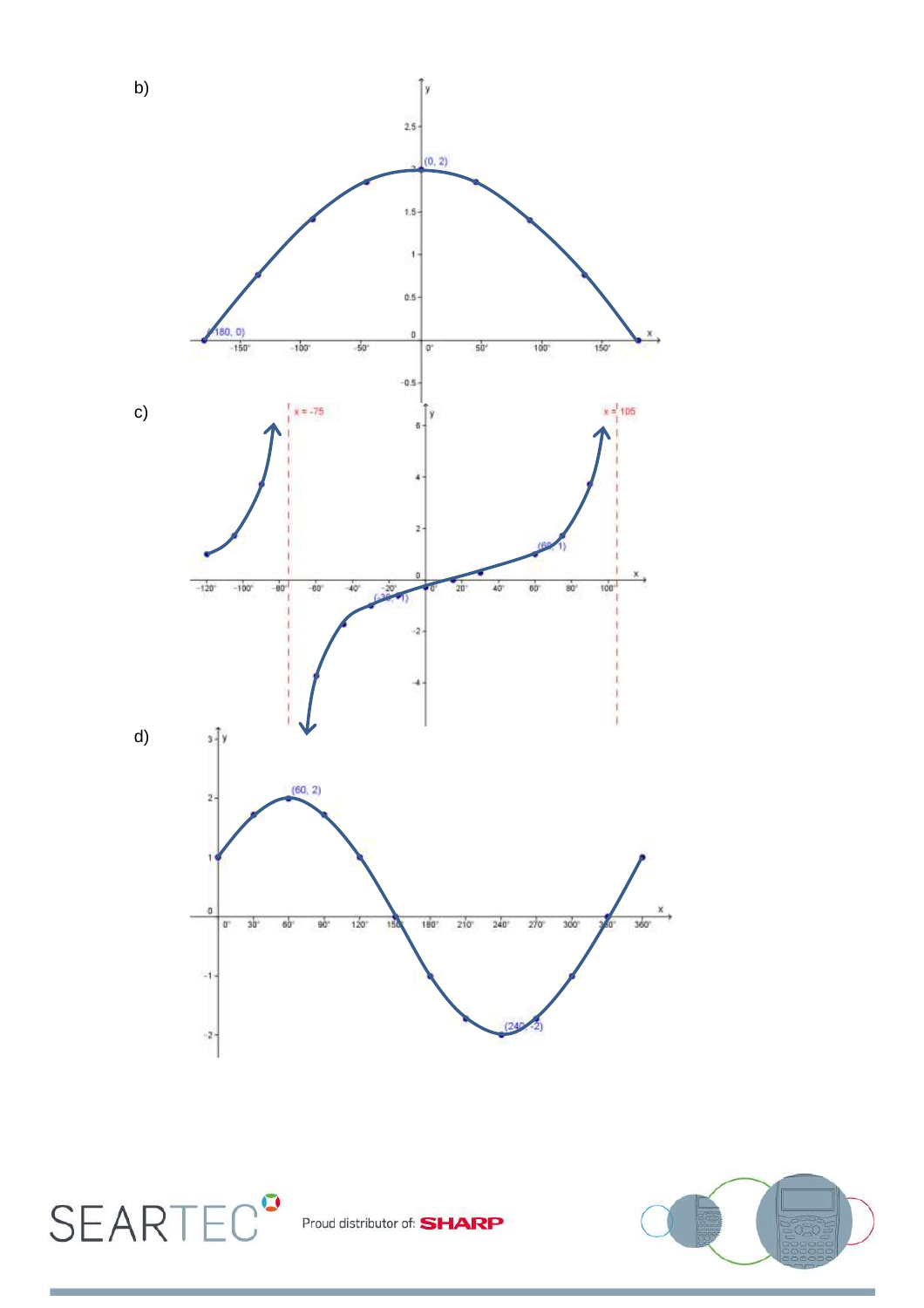b)

c)

d)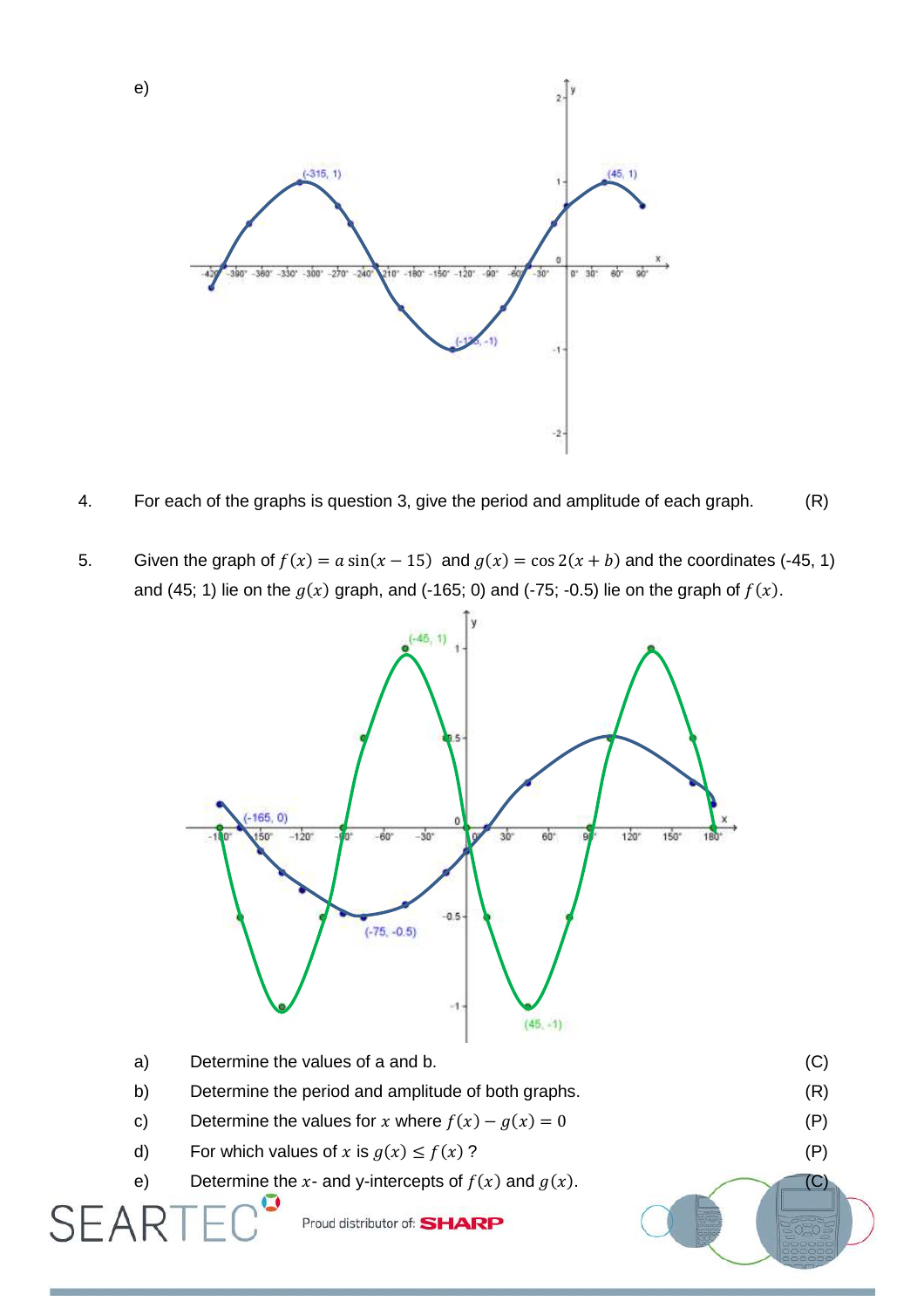e)

4. For each of the graphs is question 3, give the period and amplitude of each graph. (R)

5. Given the graph of $f(x) = a\sin(x - 15)$ and $g(x) = \cos 2(x + b)$ and the coordinates (-45, 1) and (45; 1) lie on the $g(x)$ graph, and (-165; 0) and (-75; -0.5) lie on the graph of $f(x)$.

   a) Determine the values of a and b. (C)

   b) Determine the period and amplitude of both graphs. (R)

   c) Determine the values for $x$ where $f(x) - g(x) = 0$ (P)

   d) For which values of $x$ is $g(x) \leq f(x)$ ? (P)

   e) Determine the $x$- and y-intercepts of $f(x)$ and $g(x)$. (C)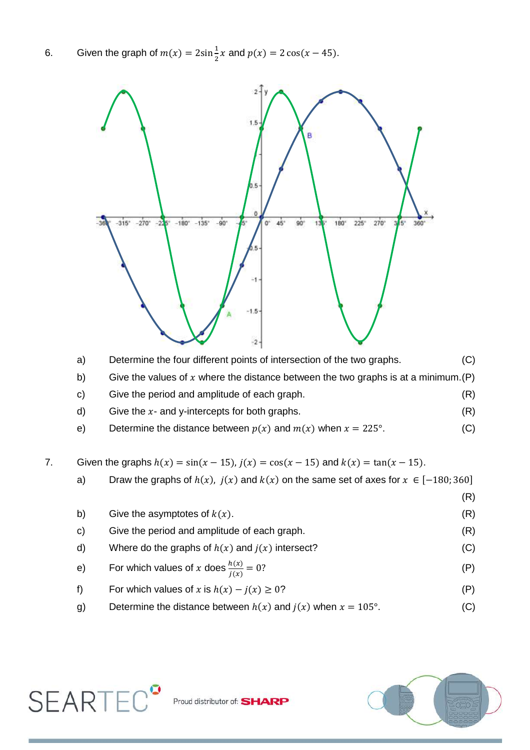6. Given the graph of $m(x) = 2\sin\frac{1}{2}x$ and $p(x) = 2\cos(x - 45)$.

y
x
2
1.5
0.5
0
-0.5
-1
-1.5
-2
-360° -315° -270° -225° -180° -135° -90° -45° 0° 45° 90° 135° 180° 225° 270° 315° 360°
A
B

a) Determine the four different points of intersection of the two graphs. (C)

b) Give the values of $x$ where the distance between the two graphs is at a minimum. (P)

c) Give the period and amplitude of each graph. (R)

d) Give the $x$- and y-intercepts for both graphs. (R)

e) Determine the distance between $p(x)$ and $m(x)$ when $x = 225°$. (C)

7. Given the graphs $h(x) = \sin(x - 15)$, $j(x) = \cos(x - 15)$ and $k(x) = \tan(x - 15)$.

a) Draw the graphs of $h(x)$, $j(x)$ and $k(x)$ on the same set of axes for $x \in [-180; 360]$ (R)

b) Give the asymptotes of $k(x)$. (R)

c) Give the period and amplitude of each graph. (R)

d) Where do the graphs of $h(x)$ and $j(x)$ intersect? (C)

e) For which values of $x$ does $\frac{h(x)}{j(x)} = 0$? (P)

f) For which values of $x$ is $h(x) - j(x) \geq 0$? (P)

g) Determine the distance between $h(x)$ and $j(x)$ when $x = 105°$. (C)

SEARTEC Proud distributor of: SHARP